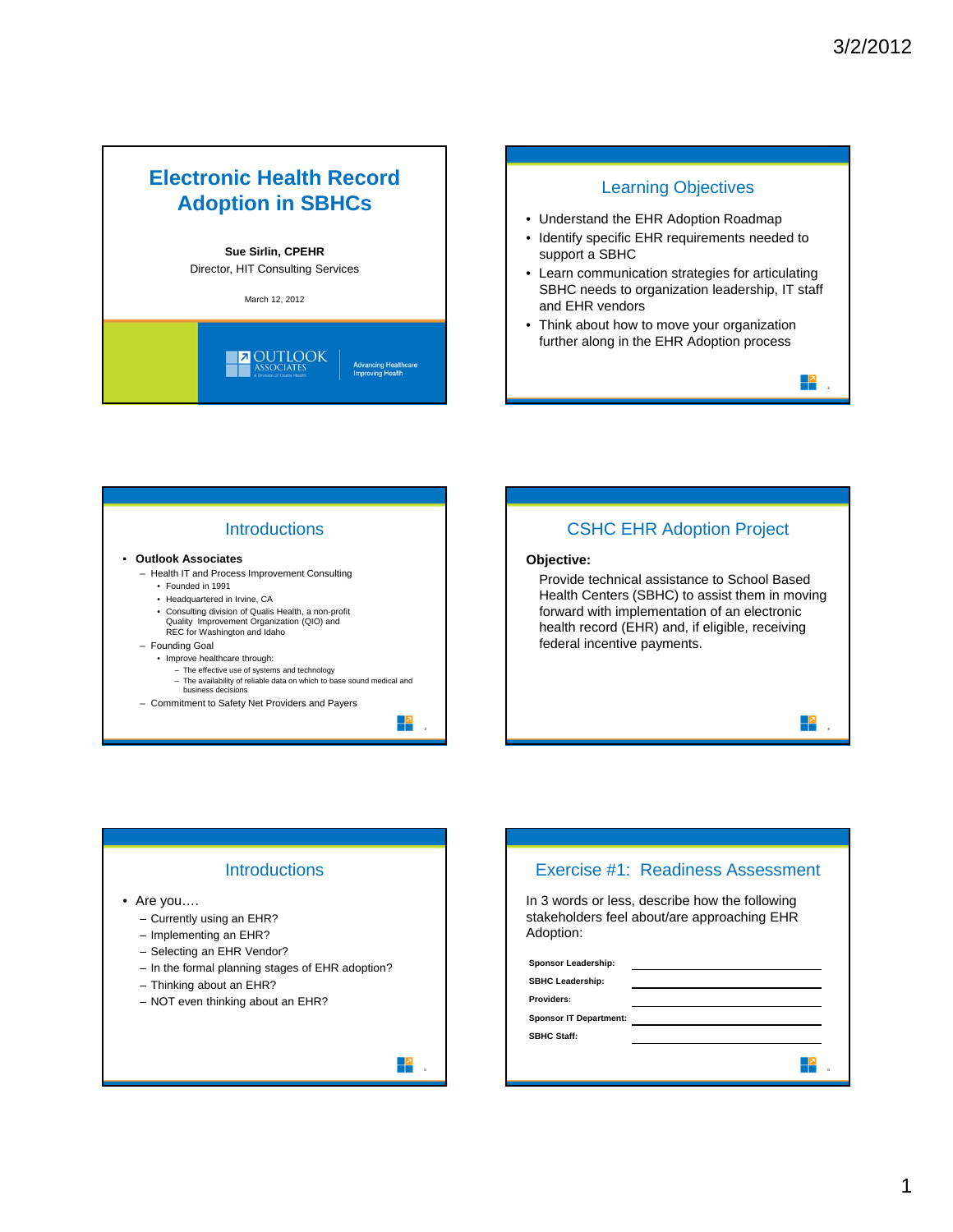# Electronic Health Record Adoption in SBHCs

**Sue Sirlin, CPEHR**
Director, HIT Consulting Services

March 12, 2012

OUTLOOK ASSOCIATES
A Division of Qualis Health

Advancing Healthcare
Improving Health

## Learning Objectives

- Understand the EHR Adoption Roadmap
- Identify specific EHR requirements needed to support a SBHC
- Learn communication strategies for articulating SBHC needs to organization leadership, IT staff and EHR vendors
- Think about how to move your organization further along in the EHR Adoption process

## Introductions

- **Outlook Associates**
  - Health IT and Process Improvement Consulting
    - Founded in 1991
    - Headquartered in Irvine, CA
    - Consulting division of Qualis Health, a non-profit Quality Improvement Organization (QIO) and REC for Washington and Idaho
  - Founding Goal
    - Improve healthcare through:
      - The effective use of systems and technology
      - The availability of reliable data on which to base sound medical and business decisions
  - Commitment to Safety Net Providers and Payers

## CSHC EHR Adoption Project

**Objective:**

Provide technical assistance to School Based Health Centers (SBHC) to assist them in moving forward with implementation of an electronic health record (EHR) and, if eligible, receiving federal incentive payments.

## Introductions

- Are you….
  - Currently using an EHR?
  - Implementing an EHR?
  - Selecting an EHR Vendor?
  - In the formal planning stages of EHR adoption?
  - Thinking about an EHR?
  - NOT even thinking about an EHR?

## Exercise #1: Readiness Assessment

In 3 words or less, describe how the following stakeholders feel about/are approaching EHR Adoption:

**Sponsor Leadership:** ____________________

**SBHC Leadership:** ____________________

**Providers:** ____________________

**Sponsor IT Department:** ____________________

**SBHC Staff:** ____________________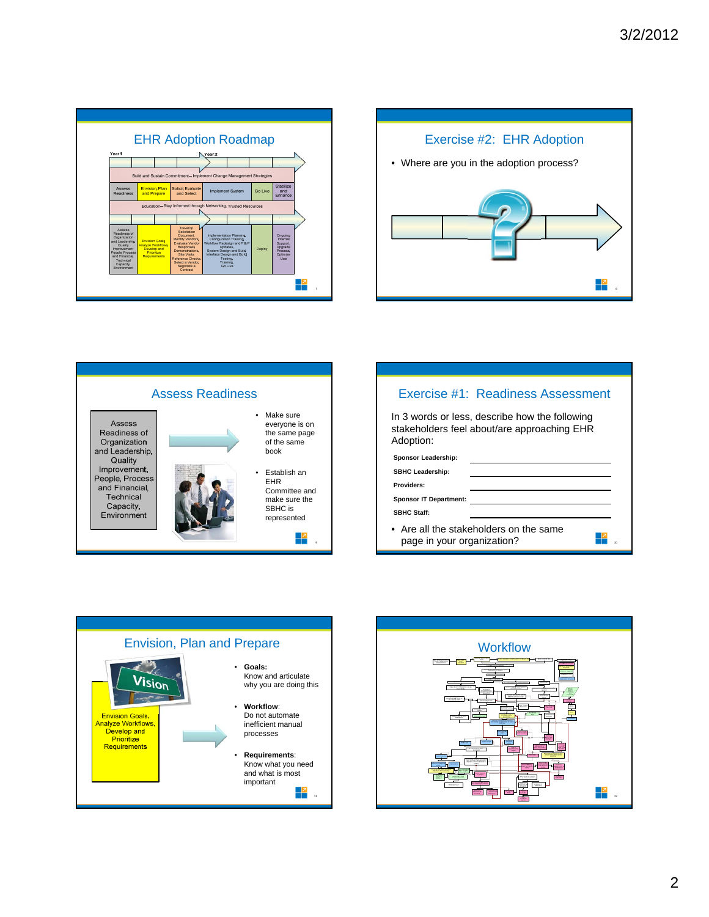## EHR Adoption Roadmap

Year 1 | Year 2

Build and Sustain Commitment – Implement Change Management Strategies

| Assess Readiness | Envision, Plan and Prepare | Solicit, Evaluate and Select | Implement System | Go Live | Stabilize and Enhance |
|---|---|---|---|---|---|

Education – Stay Informed through Networking, Trusted Resources

| Assess Readiness of Organization and Leadership, Quality Improvement, People, Process and Financial, Technical Capacity, Environment | Envision Goals, Analyze Workflows, Develop and Prioritize Requirements | Develop Solicitation Document, Identify Vendors, Evaluate Vendor Responses, Demonstrations, Site Visits, Reference Checks, Select a Vendor, Negotiate a Contract | Implementation Planning, Configuration Training, Workflow Redesign and P & P Updates, System Design and Build, Interface Design and Build, Testing, Training, Go Live | Deploy | Ongoing Internal Support, Upgrade Process, Optimize Use |
|---|---|---|---|---|---|

## Exercise #2: EHR Adoption

- Where are you in the adoption process?

## Assess Readiness

Assess Readiness of Organization and Leadership, Quality Improvement, People, Process and Financial, Technical Capacity, Environment

- Make sure everyone is on the same page of the same book
- Establish an EHR Committee and make sure the SBHC is represented

## Exercise #1: Readiness Assessment

In 3 words or less, describe how the following stakeholders feel about/are approaching EHR Adoption:

**Sponsor Leadership:** ____________________

**SBHC Leadership:** ____________________

**Providers:** ____________________

**Sponsor IT Department:** ____________________

**SBHC Staff:** ____________________

- Are all the stakeholders on the same page in your organization?

## Envision, Plan and Prepare

Vision

Envision Goals, Analyze Workflows, Develop and Prioritize Requirements

- **Goals:** Know and articulate why you are doing this
- **Workflow:** Do not automate inefficient manual processes
- **Requirements:** Know what you need and what is most important

## Workflow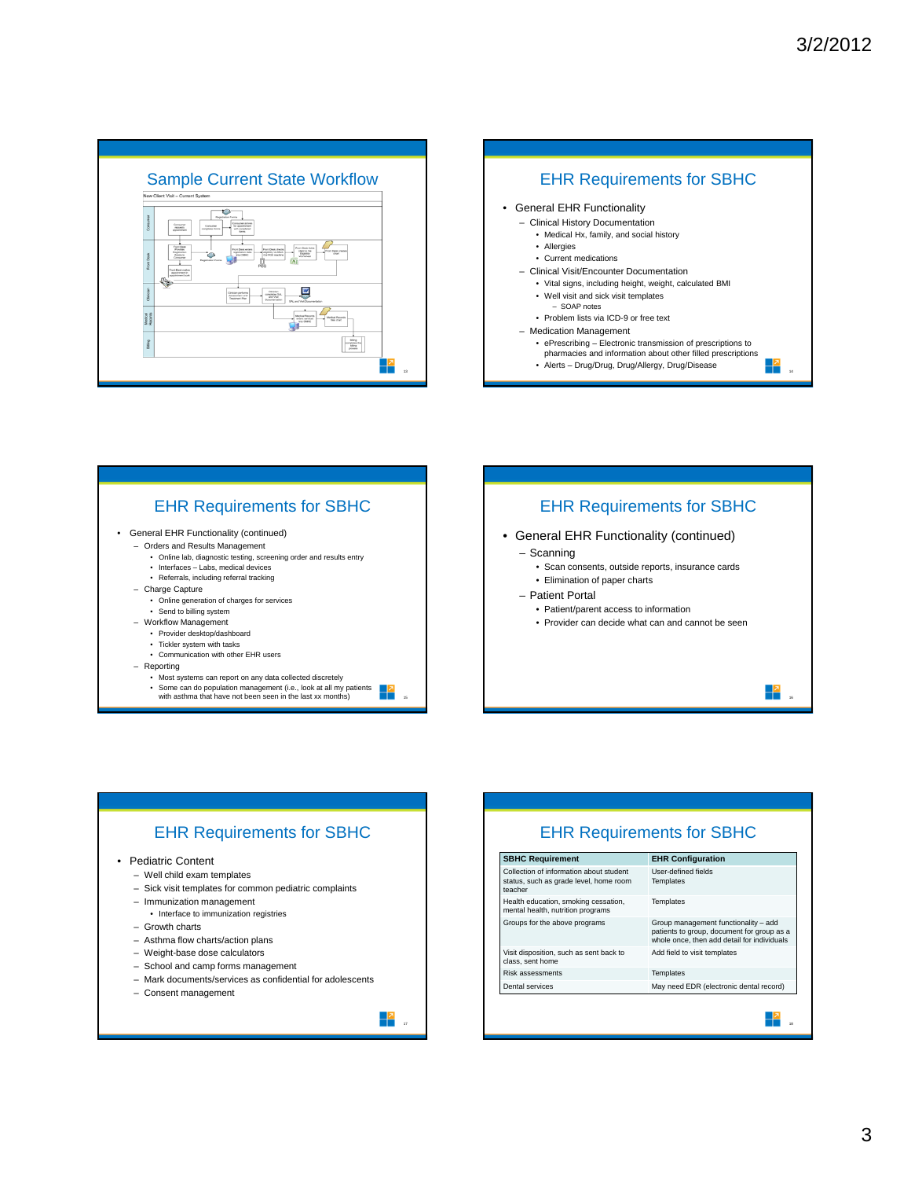## Sample Current State Workflow

New Client Visit – Current System

## EHR Requirements for SBHC

- General EHR Functionality
  - Clinical History Documentation
    - Medical Hx, family, and social history
    - Allergies
    - Current medications
  - Clinical Visit/Encounter Documentation
    - Vital signs, including height, weight, calculated BMI
    - Well visit and sick visit templates
      - SOAP notes
    - Problem lists via ICD-9 or free text
  - Medication Management
    - ePrescribing – Electronic transmission of prescriptions to pharmacies and information about other filled prescriptions
    - Alerts – Drug/Drug, Drug/Allergy, Drug/Disease

## EHR Requirements for SBHC

- General EHR Functionality (continued)
  - Orders and Results Management
    - Online lab, diagnostic testing, screening order and results entry
    - Interfaces – Labs, medical devices
    - Referrals, including referral tracking
  - Charge Capture
    - Online generation of charges for services
    - Send to billing system
  - Workflow Management
    - Provider desktop/dashboard
    - Tickler system with tasks
    - Communication with other EHR users
  - Reporting
    - Most systems can report on any data collected discretely
    - Some can do population management (i.e., look at all my patients with asthma that have not been seen in the last xx months)

## EHR Requirements for SBHC

- General EHR Functionality (continued)
  - Scanning
    - Scan consents, outside reports, insurance cards
    - Elimination of paper charts
  - Patient Portal
    - Patient/parent access to information
    - Provider can decide what can and cannot be seen

## EHR Requirements for SBHC

- Pediatric Content
  - Well child exam templates
  - Sick visit templates for common pediatric complaints
  - Immunization management
    - Interface to immunization registries
  - Growth charts
  - Asthma flow charts/action plans
  - Weight-base dose calculators
  - School and camp forms management
  - Mark documents/services as confidential for adolescents
  - Consent management

## EHR Requirements for SBHC

| SBHC Requirement | EHR Configuration |
| --- | --- |
| Collection of information about student status, such as grade level, home room teacher | User-defined fields<br>Templates |
| Health education, smoking cessation, mental health, nutrition programs | Templates |
| Groups for the above programs | Group management functionality – add patients to group, document for group as a whole once, then add detail for individuals |
| Visit disposition, such as sent back to class, sent home | Add field to visit templates |
| Risk assessments | Templates |
| Dental services | May need EDR (electronic dental record) |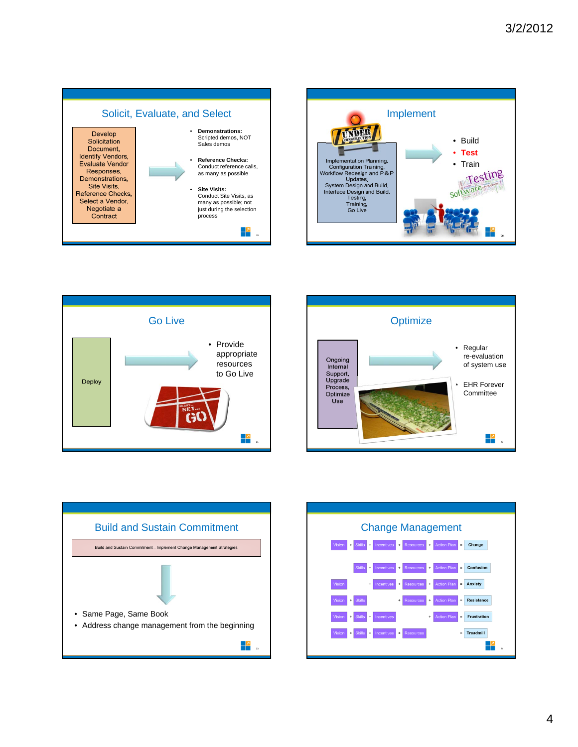## Solicit, Evaluate, and Select

Develop Solicitation Document, Identify Vendors, Evaluate Vendor Responses, Demonstrations, Site Visits, Reference Checks, Select a Vendor, Negotiate a Contract

- **Demonstrations:** Scripted demos, NOT Sales demos
- **Reference Checks:** Conduct reference calls, as many as possible
- **Site Visits:** Conduct Site Visits, as many as possible; not just during the selection process

## Implement

Implementation Planning, Configuration Training, Workflow Redesign and P & P Updates, System Design and Build, Interface Design and Build, Testing, Training, Go Live

- Build
- Test
- Train

## Go Live

Deploy

- Provide appropriate resources to Go Live

## Optimize

Ongoing Internal Support, Upgrade Process, Optimize Use

- Regular re-evaluation of system use
- EHR Forever Committee

## Build and Sustain Commitment

Build and Sustain Commitment – Implement Change Management Strategies

- Same Page, Same Book
- Address change management from the beginning

## Change Management

| | | | | | | | | | | | |
|---|---|---|---|---|---|---|---|---|---|---|---|
| Vision | + | Skills | + | Incentives | + | Resources | + | Action Plan | = | Change |
| | | Skills | + | Incentives | + | Resources | + | Action Plan | = | Confusion |
| Vision | + | | + | Incentives | + | Resources | + | Action Plan | = | Anxiety |
| Vision | + | Skills | + | | + | Resources | + | Action Plan | = | Resistance |
| Vision | + | Skills | + | Incentives | + | | + | Action Plan | = | Frustration |
| Vision | + | Skills | + | Incentives | + | Resources | | | = | Treadmill |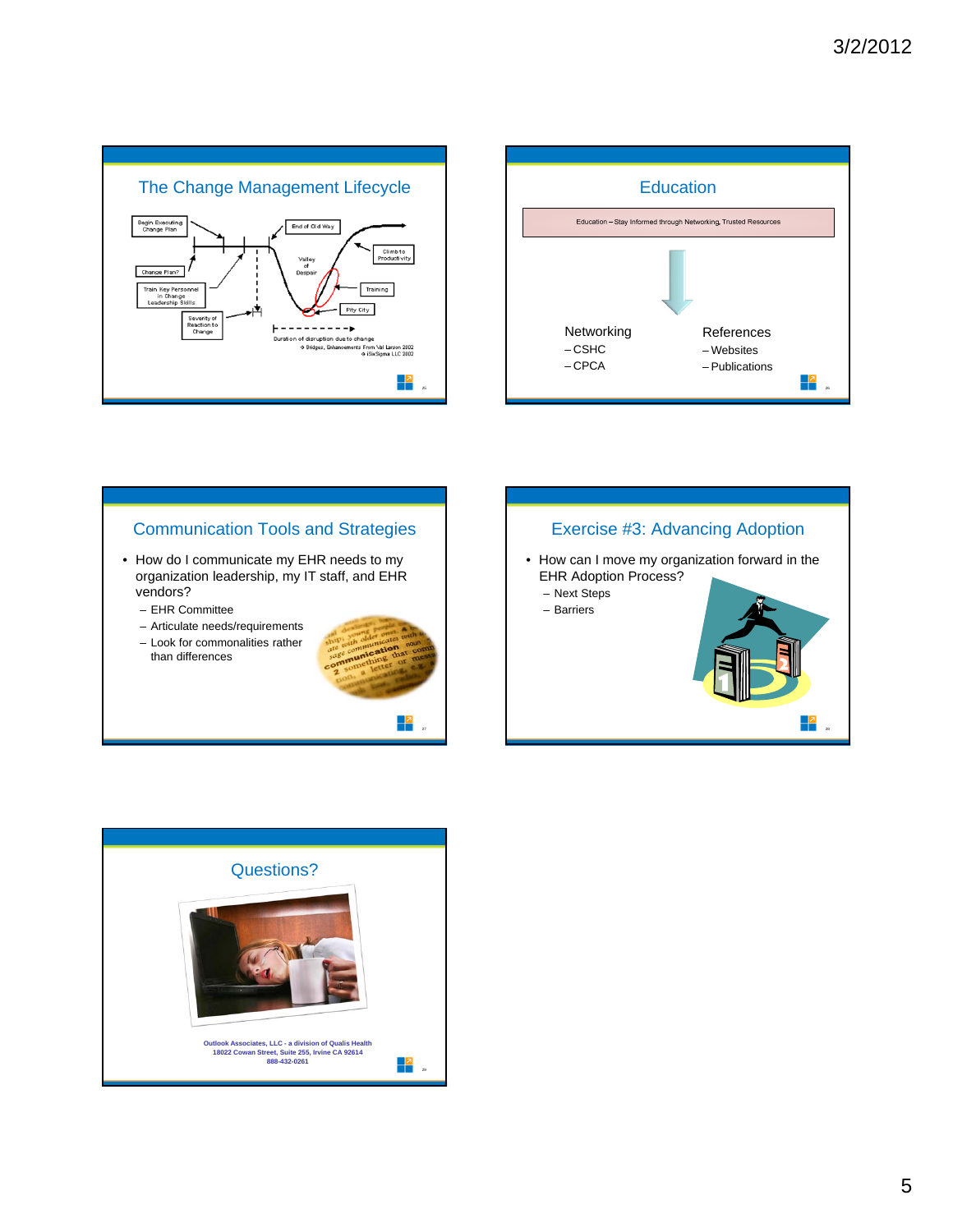## The Change Management Lifecycle

Begin Executing Change Plan

End of Old Way

Climb to Productivity

Valley of Despair

Change Plan?

Train Key Personnel in Change Leadership Skills

Training

Pity City

Severity of Reaction to Change

Duration of disruption due to change

Bridges, Enhancements From Val Larsen 2002

iSixSigma LLC 2002

## Education

Education – Stay Informed through Networking, Trusted Resources

Networking
- CSHC
- CPCA

References
- Websites
- Publications

## Communication Tools and Strategies

- How do I communicate my EHR needs to my organization leadership, my IT staff, and EHR vendors?
  - EHR Committee
  - Articulate needs/requirements
  - Look for commonalities rather than differences

## Exercise #3: Advancing Adoption

- How can I move my organization forward in the EHR Adoption Process?
  - Next Steps
  - Barriers

## Questions?

**Outlook Associates, LLC - a division of Qualis Health**
**18022 Cowan Street, Suite 255, Irvine CA 92614**
**888-432-0261**